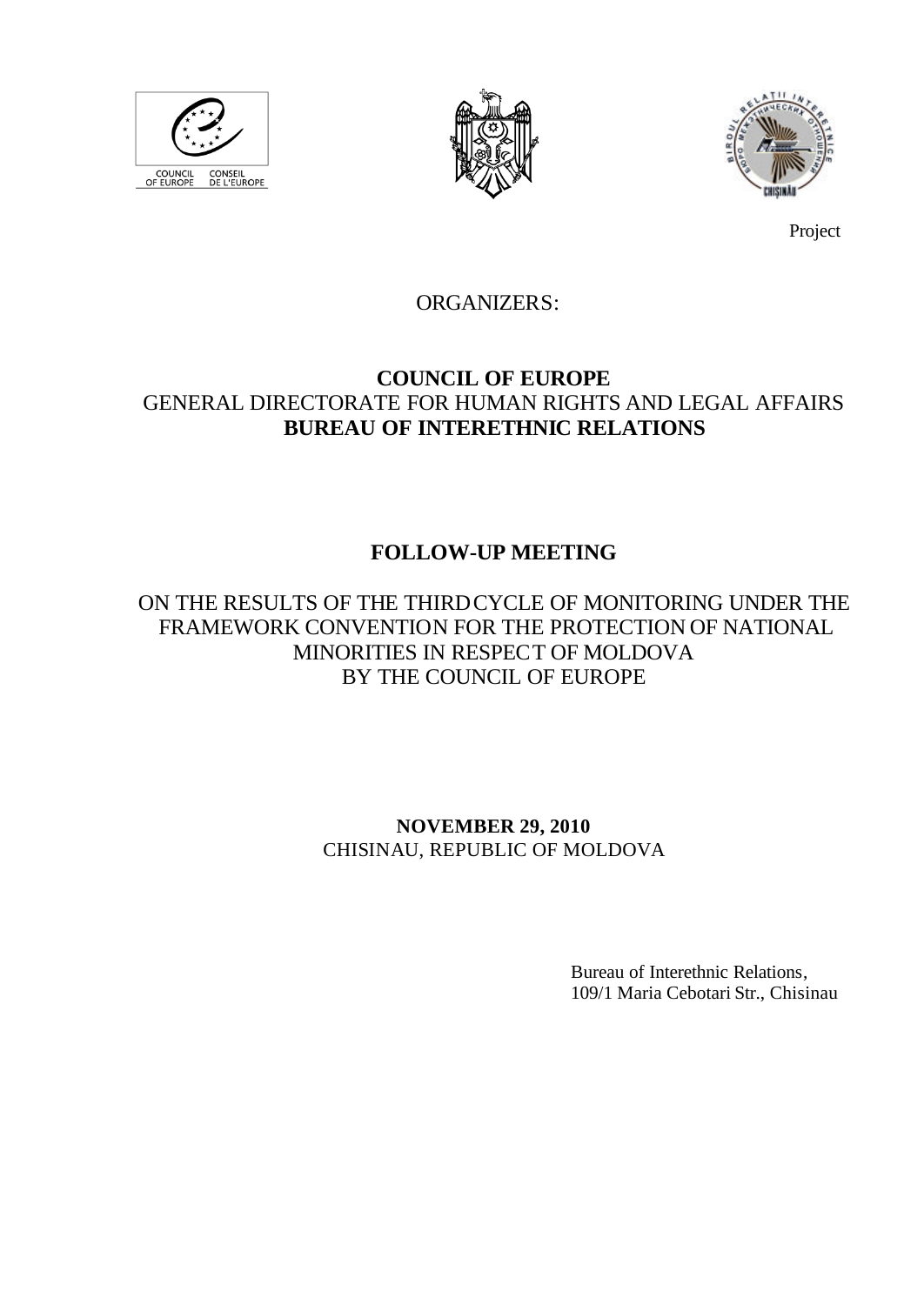COUNCIL OF EUROPE CONSEIL DE L'EUROPE

Project

ORGANIZERS:

**COUNCIL OF EUROPE**
GENERAL DIRECTORATE FOR HUMAN RIGHTS AND LEGAL AFFAIRS
**BUREAU OF INTERETHNIC RELATIONS**

# FOLLOW-UP MEETING

ON THE RESULTS OF THE THIRD CYCLE OF MONITORING UNDER THE FRAMEWORK CONVENTION FOR THE PROTECTION OF NATIONAL MINORITIES IN RESPECT OF MOLDOVA BY THE COUNCIL OF EUROPE

**NOVEMBER 29, 2010**
CHISINAU, REPUBLIC OF MOLDOVA

Bureau of Interethnic Relations,
109/1 Maria Cebotari Str., Chisinau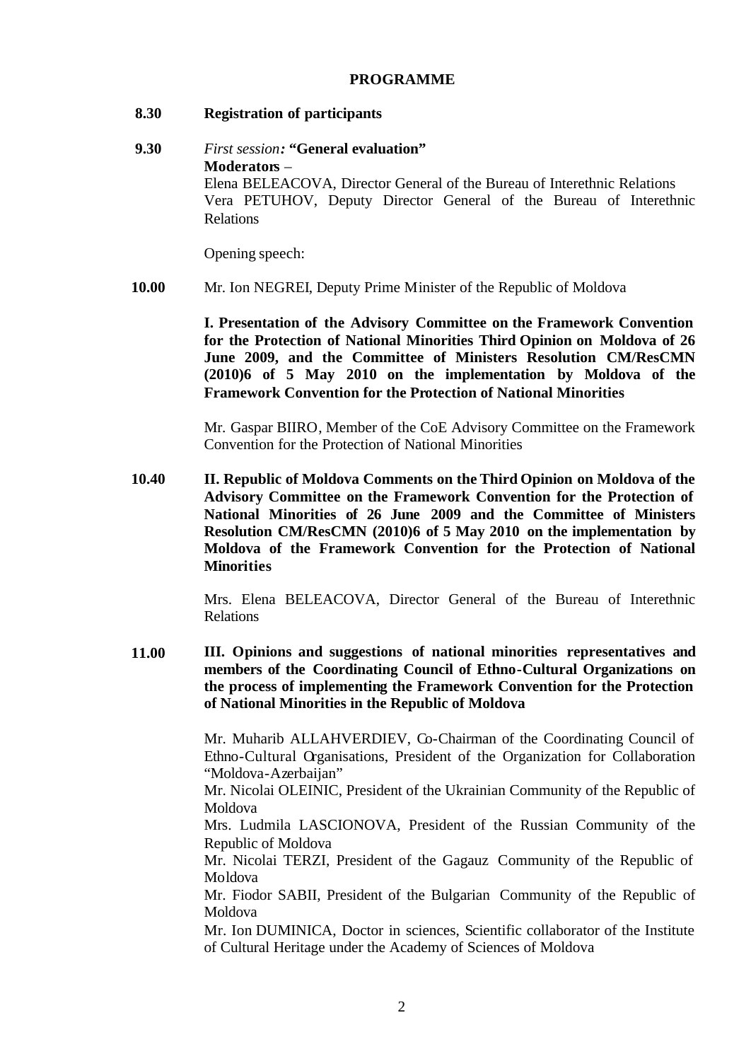**PROGRAMME**

**8.30** **Registration of participants**

**9.30** *First session:* **"General evaluation"**
**Moderators** –
Elena BELEACOVA, Director General of the Bureau of Interethnic Relations
Vera PETUHOV, Deputy Director General of the Bureau of Interethnic Relations

Opening speech:

**10.00** Mr. Ion NEGREI, Deputy Prime Minister of the Republic of Moldova

**I. Presentation of the Advisory Committee on the Framework Convention for the Protection of National Minorities Third Opinion on Moldova of 26 June 2009, and the Committee of Ministers Resolution CM/ResCMN (2010)6 of 5 May 2010 on the implementation by Moldova of the Framework Convention for the Protection of National Minorities**

Mr. Gaspar BIIRO, Member of the CoE Advisory Committee on the Framework Convention for the Protection of National Minorities

**10.40** **II. Republic of Moldova Comments on the Third Opinion on Moldova of the Advisory Committee on the Framework Convention for the Protection of National Minorities of 26 June 2009 and the Committee of Ministers Resolution CM/ResCMN (2010)6 of 5 May 2010 on the implementation by Moldova of the Framework Convention for the Protection of National Minorities**

Mrs. Elena BELEACOVA, Director General of the Bureau of Interethnic Relations

**11.00** **III. Opinions and suggestions of national minorities representatives and members of the Coordinating Council of Ethno-Cultural Organizations on the process of implementing the Framework Convention for the Protection of National Minorities in the Republic of Moldova**

Mr. Muharib ALLAHVERDIEV, Co-Chairman of the Coordinating Council of Ethno-Cultural Organisations, President of the Organization for Collaboration "Moldova-Azerbaijan"
Mr. Nicolai OLEINIC, President of the Ukrainian Community of the Republic of Moldova
Mrs. Ludmila LASCIONOVA, President of the Russian Community of the Republic of Moldova
Mr. Nicolai TERZI, President of the Gagauz Community of the Republic of Moldova
Mr. Fiodor SABII, President of the Bulgarian Community of the Republic of Moldova
Mr. Ion DUMINICA, Doctor in sciences, Scientific collaborator of the Institute of Cultural Heritage under the Academy of Sciences of Moldova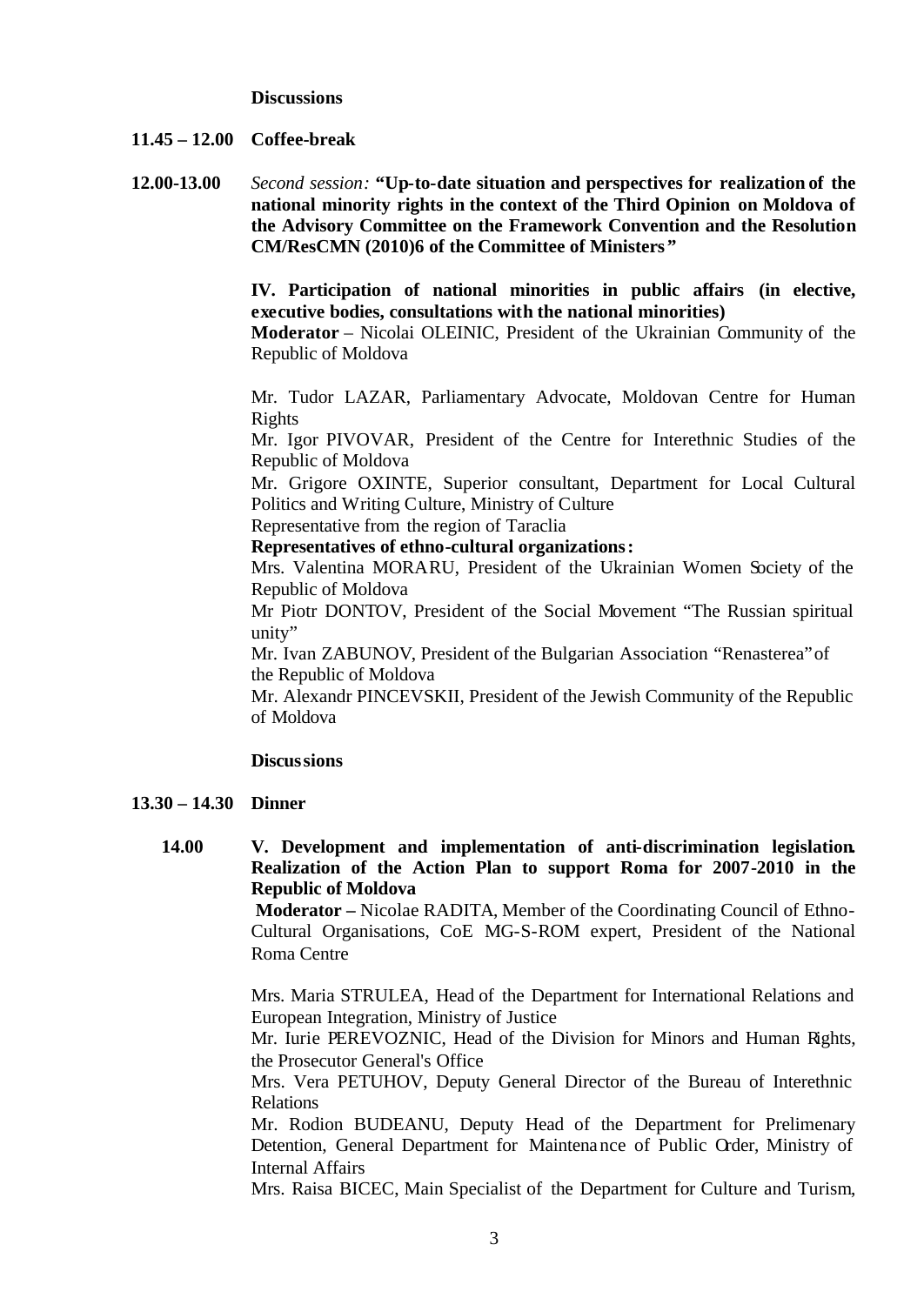**Discussions**

**11.45 – 12.00 Coffee-break**

**12.00-13.00** *Second session:* **"Up-to-date situation and perspectives for realization of the national minority rights in the context of the Third Opinion on Moldova of the Advisory Committee on the Framework Convention and the Resolution CM/ResCMN (2010)6 of the Committee of Ministers"**

**IV. Participation of national minorities in public affairs (in elective, executive bodies, consultations with the national minorities)**

**Moderator** – Nicolai OLEINIC, President of the Ukrainian Community of the Republic of Moldova

Mr. Tudor LAZAR, Parliamentary Advocate, Moldovan Centre for Human Rights

Mr. Igor PIVOVAR, President of the Centre for Interethnic Studies of the Republic of Moldova

Mr. Grigore OXINTE, Superior consultant, Department for Local Cultural Politics and Writing Culture, Ministry of Culture

Representative from the region of Taraclia

**Representatives of ethno-cultural organizations:**

Mrs. Valentina MORARU, President of the Ukrainian Women Society of the Republic of Moldova

Mr Piotr DONTOV, President of the Social Movement "The Russian spiritual unity"

Mr. Ivan ZABUNOV, President of the Bulgarian Association "Renasterea" of the Republic of Moldova

Mr. Alexandr PINCEVSKII, President of the Jewish Community of the Republic of Moldova

**Discussions**

**13.30 – 14.30 Dinner**

**14.00** **V. Development and implementation of anti-discrimination legislation. Realization of the Action Plan to support Roma for 2007-2010 in the Republic of Moldova**

**Moderator –** Nicolae RADITA, Member of the Coordinating Council of Ethno-Cultural Organisations, CoE MG-S-ROM expert, President of the National Roma Centre

Mrs. Maria STRULEA, Head of the Department for International Relations and European Integration, Ministry of Justice

Mr. Iurie PEREVOZNIC, Head of the Division for Minors and Human Rights, the Prosecutor General's Office

Mrs. Vera PETUHOV, Deputy General Director of the Bureau of Interethnic Relations

Mr. Rodion BUDEANU, Deputy Head of the Department for Prelimenary Detention, General Department for Maintenance of Public Order, Ministry of Internal Affairs

Mrs. Raisa BICEC, Main Specialist of the Department for Culture and Turism,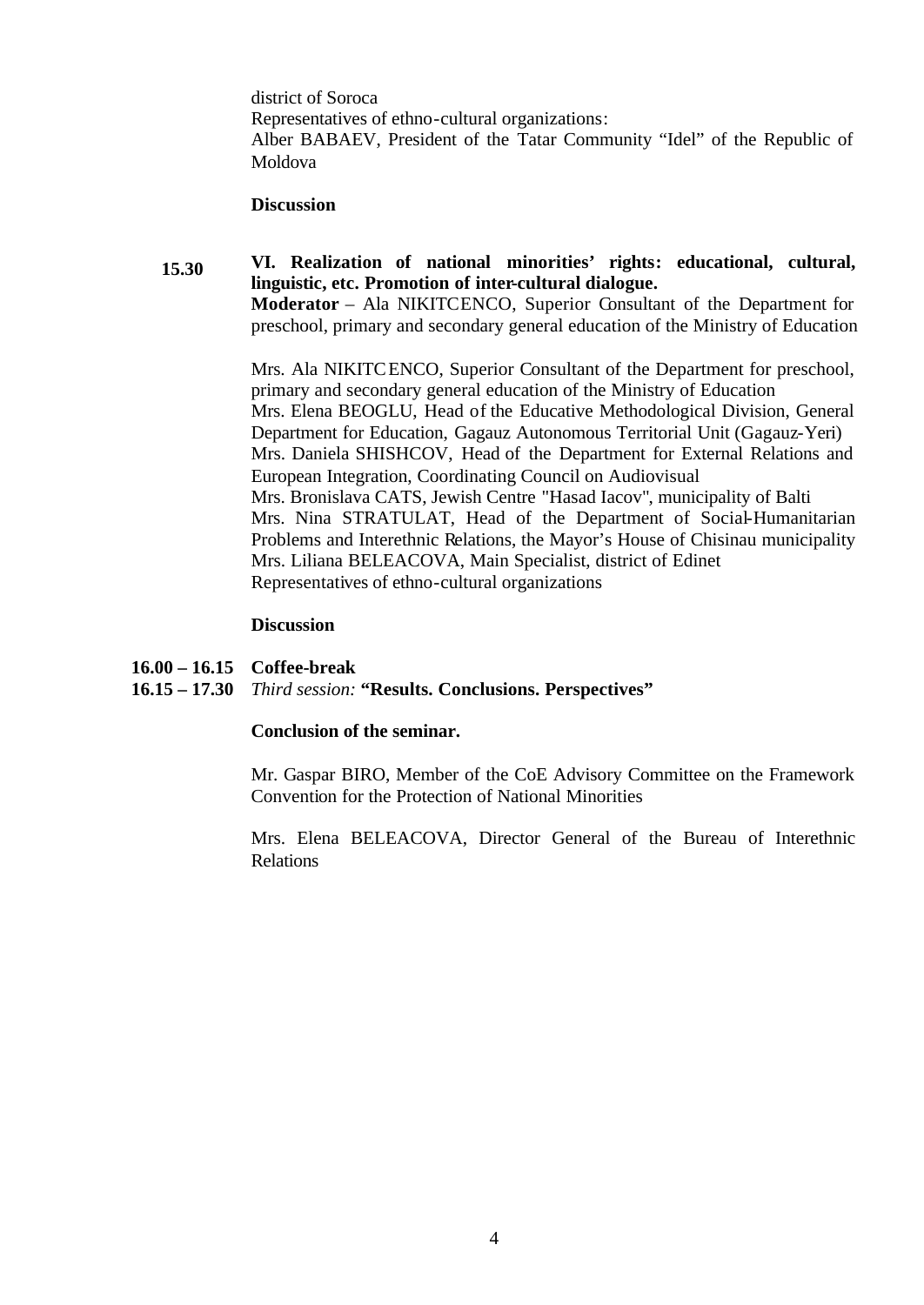district of Soroca
Representatives of ethno-cultural organizations:
Alber BABAEV, President of the Tatar Community "Idel" of the Republic of Moldova

**Discussion**

**15.30** **VI. Realization of national minorities' rights: educational, cultural, linguistic, etc. Promotion of inter-cultural dialogue.**
**Moderator** – Ala NIKITCENCO, Superior Consultant of the Department for preschool, primary and secondary general education of the Ministry of Education

Mrs. Ala NIKITCENCO, Superior Consultant of the Department for preschool, primary and secondary general education of the Ministry of Education
Mrs. Elena BEOGLU, Head of the Educative Methodological Division, General Department for Education, Gagauz Autonomous Territorial Unit (Gagauz-Yeri)
Mrs. Daniela SHISHCOV, Head of the Department for External Relations and European Integration, Coordinating Council on Audiovisual
Mrs. Bronislava CATS, Jewish Centre "Hasad Iacov", municipality of Balti
Mrs. Nina STRATULAT, Head of the Department of Social-Humanitarian Problems and Interethnic Relations, the Mayor's House of Chisinau municipality
Mrs. Liliana BELEACOVA, Main Specialist, district of Edinet
Representatives of ethno-cultural organizations

**Discussion**

**16.00 – 16.15** **Coffee-break**
**16.15 – 17.30** *Third session:* **"Results. Conclusions. Perspectives"**

**Conclusion of the seminar.**

Mr. Gaspar BIRO, Member of the CoE Advisory Committee on the Framework Convention for the Protection of National Minorities

Mrs. Elena BELEACOVA, Director General of the Bureau of Interethnic Relations